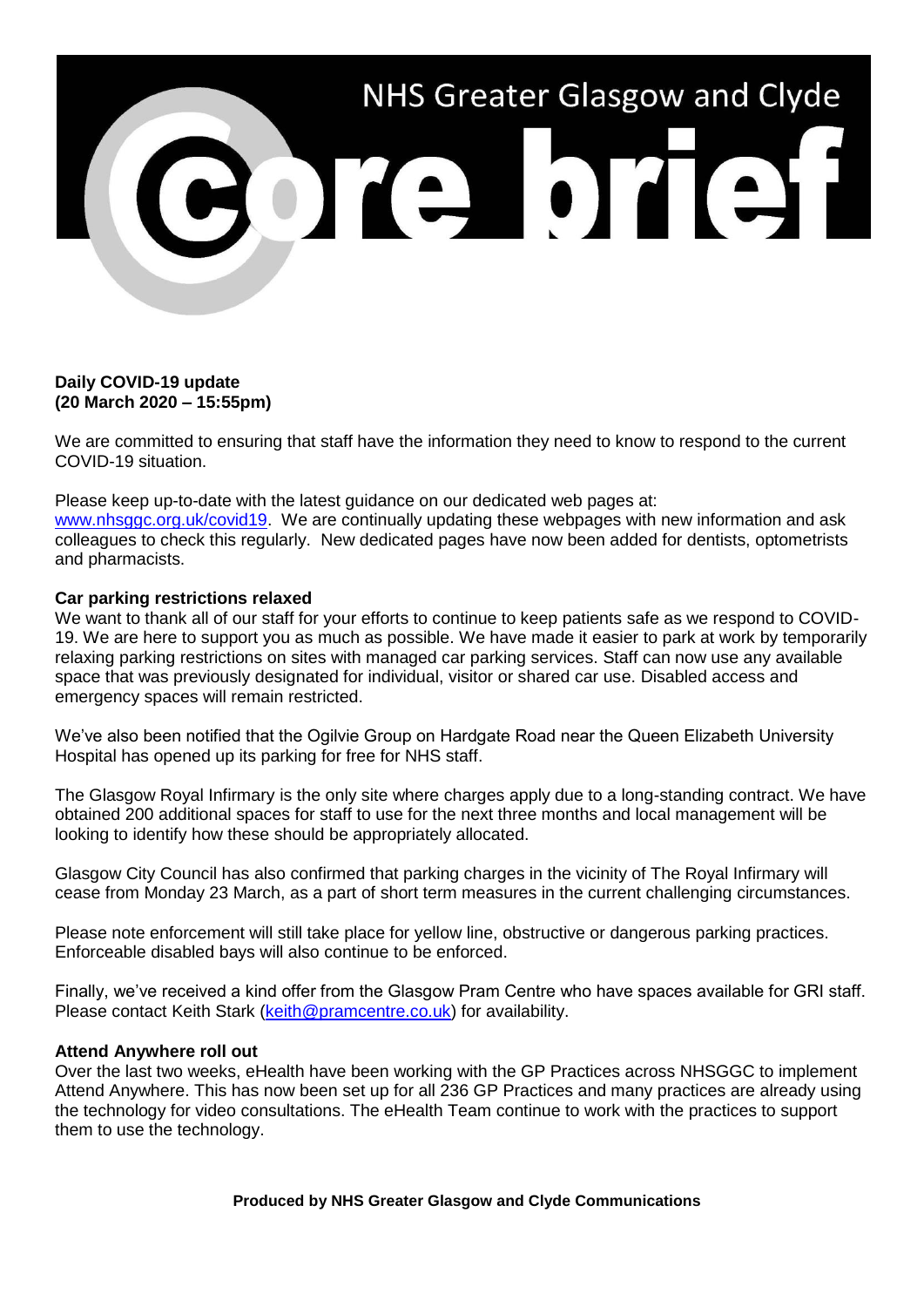# NHS Greater Glasgow and Clyde

# core brief

**Daily COVID-19 update**
**(20 March 2020 – 15:55pm)**

We are committed to ensuring that staff have the information they need to know to respond to the current COVID-19 situation.

Please keep up-to-date with the latest guidance on our dedicated web pages at: [www.nhsggc.org.uk/covid19](http://www.nhsggc.org.uk/covid19). We are continually updating these webpages with new information and ask colleagues to check this regularly. New dedicated pages have now been added for dentists, optometrists and pharmacists.

**Car parking restrictions relaxed**

We want to thank all of our staff for your efforts to continue to keep patients safe as we respond to COVID-19. We are here to support you as much as possible. We have made it easier to park at work by temporarily relaxing parking restrictions on sites with managed car parking services. Staff can now use any available space that was previously designated for individual, visitor or shared car use. Disabled access and emergency spaces will remain restricted.

We've also been notified that the Ogilvie Group on Hardgate Road near the Queen Elizabeth University Hospital has opened up its parking for free for NHS staff.

The Glasgow Royal Infirmary is the only site where charges apply due to a long-standing contract. We have obtained 200 additional spaces for staff to use for the next three months and local management will be looking to identify how these should be appropriately allocated.

Glasgow City Council has also confirmed that parking charges in the vicinity of The Royal Infirmary will cease from Monday 23 March, as a part of short term measures in the current challenging circumstances.

Please note enforcement will still take place for yellow line, obstructive or dangerous parking practices. Enforceable disabled bays will also continue to be enforced.

Finally, we've received a kind offer from the Glasgow Pram Centre who have spaces available for GRI staff. Please contact Keith Stark ([keith@pramcentre.co.uk](mailto:keith@pramcentre.co.uk)) for availability.

**Attend Anywhere roll out**

Over the last two weeks, eHealth have been working with the GP Practices across NHSGGC to implement Attend Anywhere. This has now been set up for all 236 GP Practices and many practices are already using the technology for video consultations. The eHealth Team continue to work with the practices to support them to use the technology.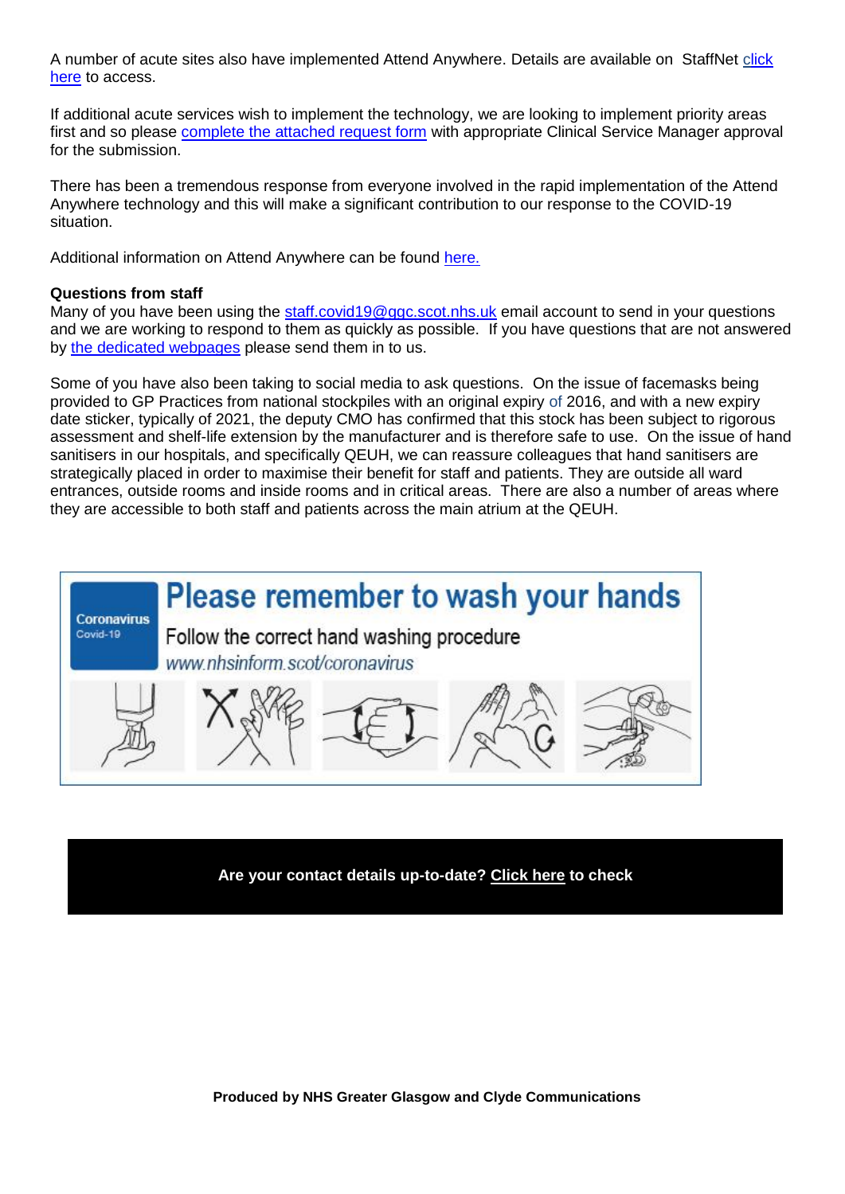A number of acute sites also have implemented Attend Anywhere. Details are available on StaffNet click here to access.

If additional acute services wish to implement the technology, we are looking to implement priority areas first and so please complete the attached request form with appropriate Clinical Service Manager approval for the submission.

There has been a tremendous response from everyone involved in the rapid implementation of the Attend Anywhere technology and this will make a significant contribution to our response to the COVID-19 situation.

Additional information on Attend Anywhere can be found here.

**Questions from staff**

Many of you have been using the staff.covid19@ggc.scot.nhs.uk email account to send in your questions and we are working to respond to them as quickly as possible. If you have questions that are not answered by the dedicated webpages please send them in to us.

Some of you have also been taking to social media to ask questions. On the issue of facemasks being provided to GP Practices from national stockpiles with an original expiry of 2016, and with a new expiry date sticker, typically of 2021, the deputy CMO has confirmed that this stock has been subject to rigorous assessment and shelf-life extension by the manufacturer and is therefore safe to use. On the issue of hand sanitisers in our hospitals, and specifically QEUH, we can reassure colleagues that hand sanitisers are strategically placed in order to maximise their benefit for staff and patients. They are outside all ward entrances, outside rooms and inside rooms and in critical areas. There are also a number of areas where they are accessible to both staff and patients across the main atrium at the QEUH.

Coronavirus
Covid-19

**Please remember to wash your hands**

Follow the correct hand washing procedure

*www.nhsinform.scot/coronavirus*

**Are your contact details up-to-date? Click here to check**

**Produced by NHS Greater Glasgow and Clyde Communications**